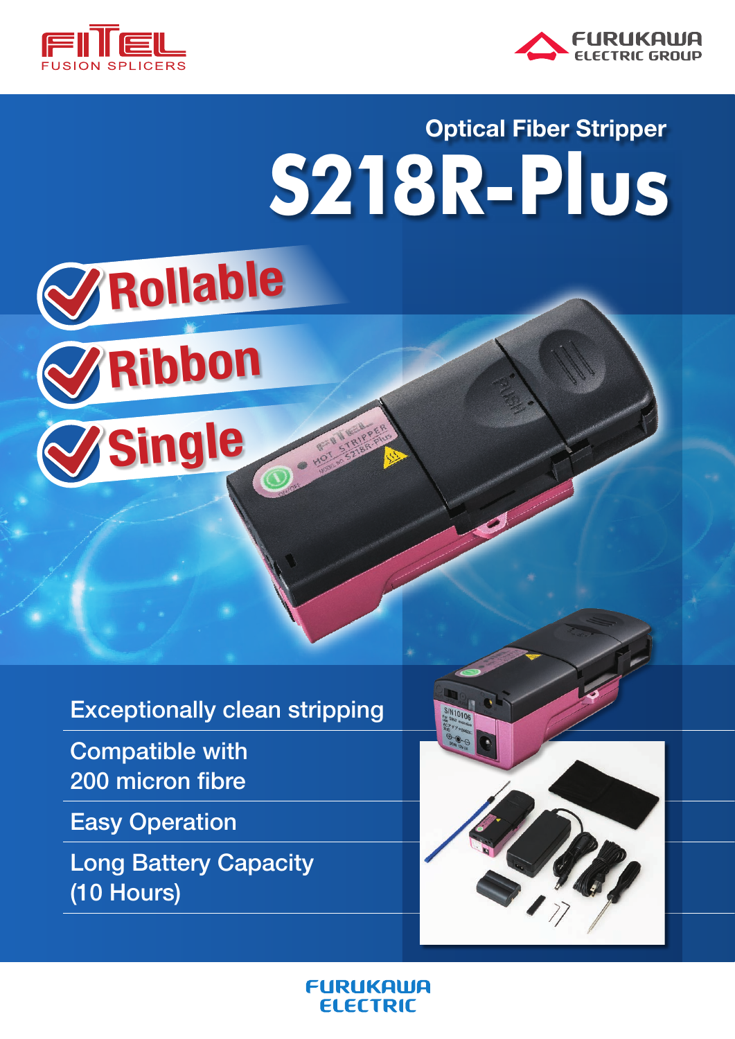FITEL FUSION SPLICERS

FURUKAWA ELECTRIC GROUP

## Optical Fiber Stripper

# S218R-Plus

- Rollable
- Ribbon
- Single

Exceptionally clean stripping

Compatible with 200 micron fibre

Easy Operation

Long Battery Capacity (10 Hours)

FURUKAWA ELECTRIC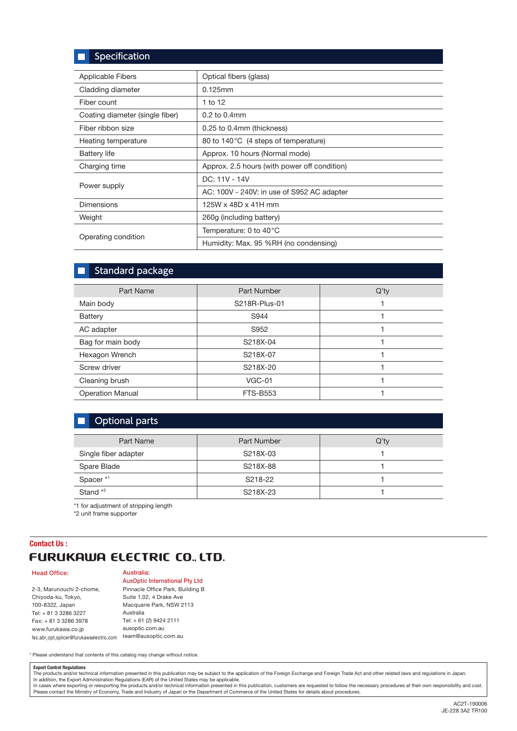## Specification

| | |
|---|---|
| Applicable Fibers | Optical fibers (glass) |
| Cladding diameter | 0.125mm |
| Fiber count | 1 to 12 |
| Coating diameter (single fiber) | 0.2 to 0.4mm |
| Fiber ribbon size | 0.25 to 0.4mm (thickness) |
| Heating temperature | 80 to 140°C (4 steps of temperature) |
| Battery life | Approx. 10 hours (Normal mode) |
| Charging time | Approx. 2.5 hours (with power off condition) |
| Power supply | DC: 11V - 14V |
| | AC: 100V - 240V: in use of S952 AC adapter |
| Dimensions | 125W x 48D x 41H mm |
| Weight | 260g (including battery) |
| Operating condition | Temperature: 0 to 40°C |
| | Humidity: Max. 95 %RH (no condensing) |

## Standard package

| Part Name | Part Number | Q'ty |
|---|---|---|
| Main body | S218R-Plus-01 | 1 |
| Battery | S944 | 1 |
| AC adapter | S952 | 1 |
| Bag for main body | S218X-04 | 1 |
| Hexagon Wrench | S218X-07 | 1 |
| Screw driver | S218X-20 | 1 |
| Cleaning brush | VGC-01 | 1 |
| Operation Manual | FTS-B553 | 1 |

## Optional parts

| Part Name | Part Number | Q'ty |
|---|---|---|
| Single fiber adapter | S218X-03 | 1 |
| Spare Blade | S218X-88 | 1 |
| Spacer *1 | S218-22 | 1 |
| Stand *2 | S218X-23 | 1 |

*1 for adjustment of stripping length
*2 unit frame supporter

**Contact Us :**

**FURUKAWA ELECTRIC CO., LTD.**

**Head Office:**

2-3, Marunouchi 2-chome,
Chiyoda-ku, Tokyo,
100-8322, Japan
Tel: + 81 3 3286 3227
Fax: + 81 3 3286 3978
www.furukawa.co.jp
fec.abr_opt_splicer@furukawaelectric.com

**Australia:**
AusOptic International Pty Ltd
Pinnacle Office Park, Building B
Suite 1.02, 4 Drake Ave
Macquarie Park, NSW 2113
Australia
Tel: + 61 (2) 9424 2111
ausoptic.com.au
team@ausoptic.com.au

* Please understand that contents of this catalog may change without notice.

**Export Control Regulations**
The products and/or technical information presented in this publication may be subject to the application of the Foreign Exchange and Foreign Trade Act and other related laws and regulations in Japan.
In addition, the Export Administration Regulations (EAR) of the United States may be applicable.
In cases where exporting or reexporting the products and/or technical information presented in this publication, customers are requested to follow the necessary procedures at their own responsibility and cost.
Please contact the Ministry of Economy, Trade and Industry of Japan or the Department of Commerce of the United States for details about procedures.

AC2T-190006
JE-228 3A2 TR100